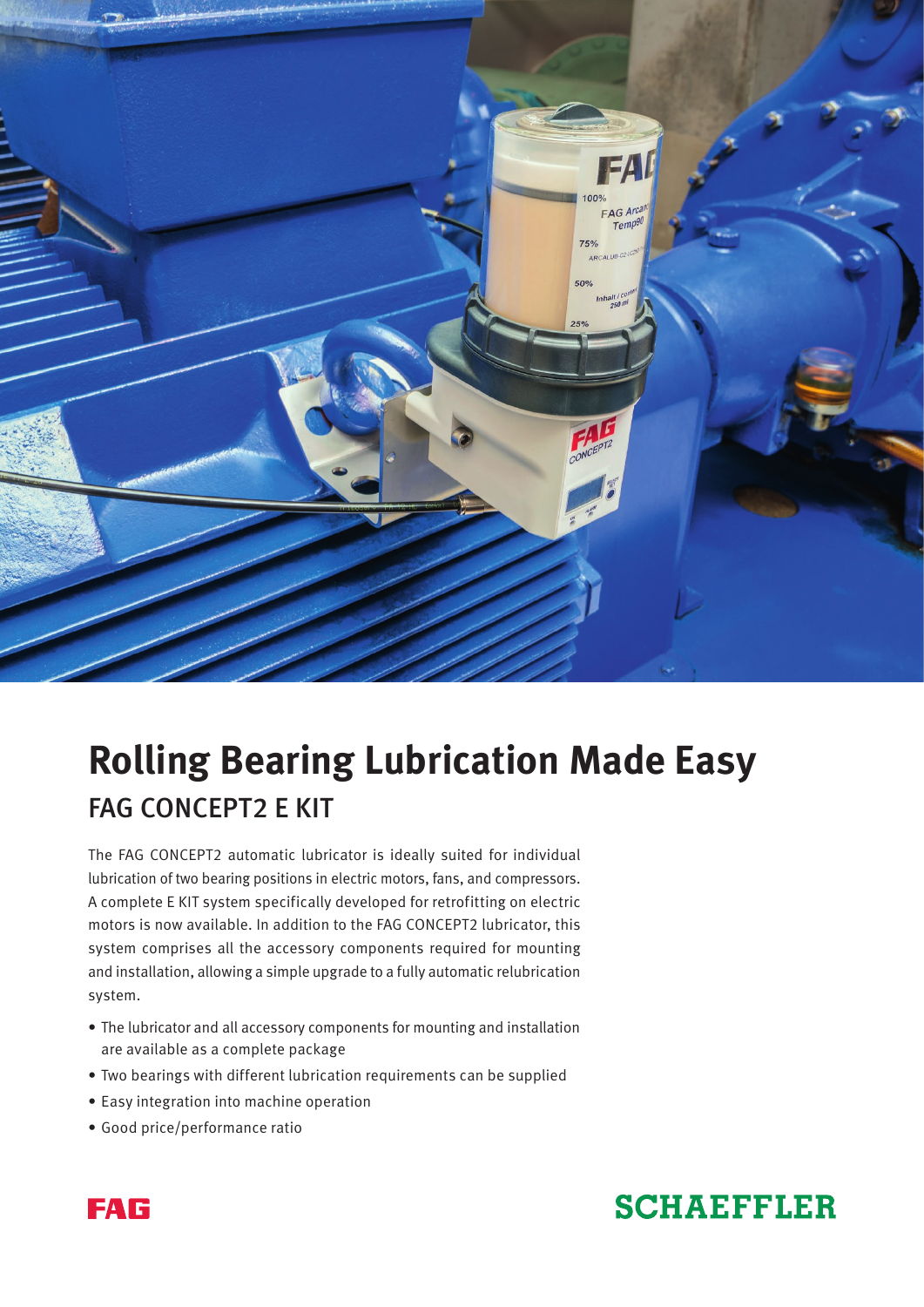# Rolling Bearing Lubrication Made Easy

## FAG CONCEPT2 E KIT

The FAG CONCEPT2 automatic lubricator is ideally suited for individual lubrication of two bearing positions in electric motors, fans, and compressors. A complete E KIT system specifically developed for retrofitting on electric motors is now available. In addition to the FAG CONCEPT2 lubricator, this system comprises all the accessory components required for mounting and installation, allowing a simple upgrade to a fully automatic relubrication system.

- The lubricator and all accessory components for mounting and installation are available as a complete package
- Two bearings with different lubrication requirements can be supplied
- Easy integration into machine operation
- Good price/performance ratio

FAG

SCHAEFFLER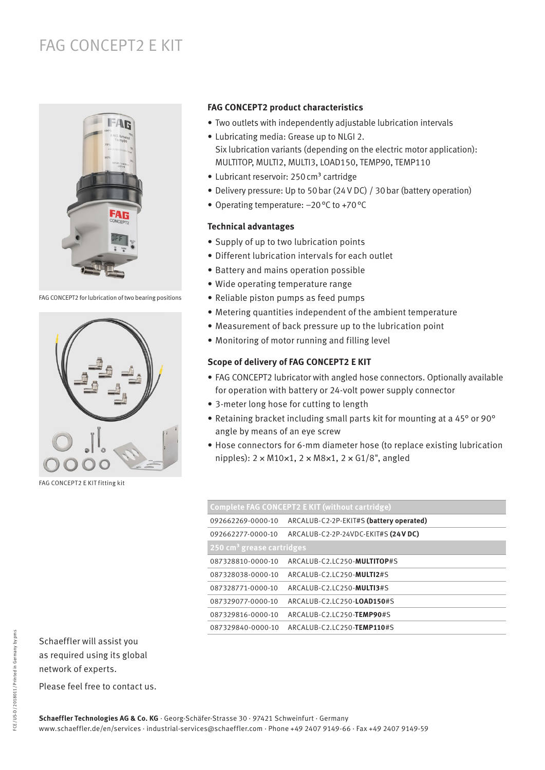# FAG CONCEPT2 E KIT

FAG CONCEPT2 for lubrication of two bearing positions

FAG CONCEPT2 E KIT fitting kit

### FAG CONCEPT2 product characteristics

- Two outlets with independently adjustable lubrication intervals
- Lubricating media: Grease up to NLGI 2.
  Six lubrication variants (depending on the electric motor application): MULTITOP, MULTI2, MULTI3, LOAD150, TEMP90, TEMP110
- Lubricant reservoir: 250 cm³ cartridge
- Delivery pressure: Up to 50 bar (24 V DC) / 30 bar (battery operation)
- Operating temperature: –20 °C to +70 °C

### Technical advantages

- Supply of up to two lubrication points
- Different lubrication intervals for each outlet
- Battery and mains operation possible
- Wide operating temperature range
- Reliable piston pumps as feed pumps
- Metering quantities independent of the ambient temperature
- Measurement of back pressure up to the lubrication point
- Monitoring of motor running and filling level

### Scope of delivery of FAG CONCEPT2 E KIT

- FAG CONCEPT2 lubricator with angled hose connectors. Optionally available for operation with battery or 24-volt power supply connector
- 3-meter long hose for cutting to length
- Retaining bracket including small parts kit for mounting at a 45° or 90° angle by means of an eye screw
- Hose connectors for 6-mm diameter hose (to replace existing lubrication nipples): 2 × M10×1, 2 × M8×1, 2 × G1/8", angled

| Complete FAG CONCEPT2 E KIT (without cartridge) | |
|---|---|
| 092662269-0000-10 | ARCALUB-C2-2P-EKIT#S **(battery operated)** |
| 092662277-0000-10 | ARCALUB-C2-2P-24VDC-EKIT#S **(24 V DC)** |
| **250 cm³ grease cartridges** | |
| 087328810-0000-10 | ARCALUB-C2.LC250-**MULTITOP**#S |
| 087328038-0000-10 | ARCALUB-C2.LC250-**MULTI2**#S |
| 087328771-0000-10 | ARCALUB-C2.LC250-**MULTI3**#S |
| 087329077-0000-10 | ARCALUB-C2.LC250-**LOAD150**#S |
| 087329816-0000-10 | ARCALUB-C2.LC250-**TEMP90**#S |
| 087329840-0000-10 | ARCALUB-C2.LC250-**TEMP110**#S |

Schaeffler will assist you as required using its global network of experts.

Please feel free to contact us.

**Schaeffler Technologies AG & Co. KG** · Georg-Schäfer-Strasse 30 · 97421 Schweinfurt · Germany
www.schaeffler.de/en/services · industrial-services@schaeffler.com · Phone +49 2407 9149-66 · Fax +49 2407 9149-59

FCE/US-D/2018011/Printed in Germany by pms